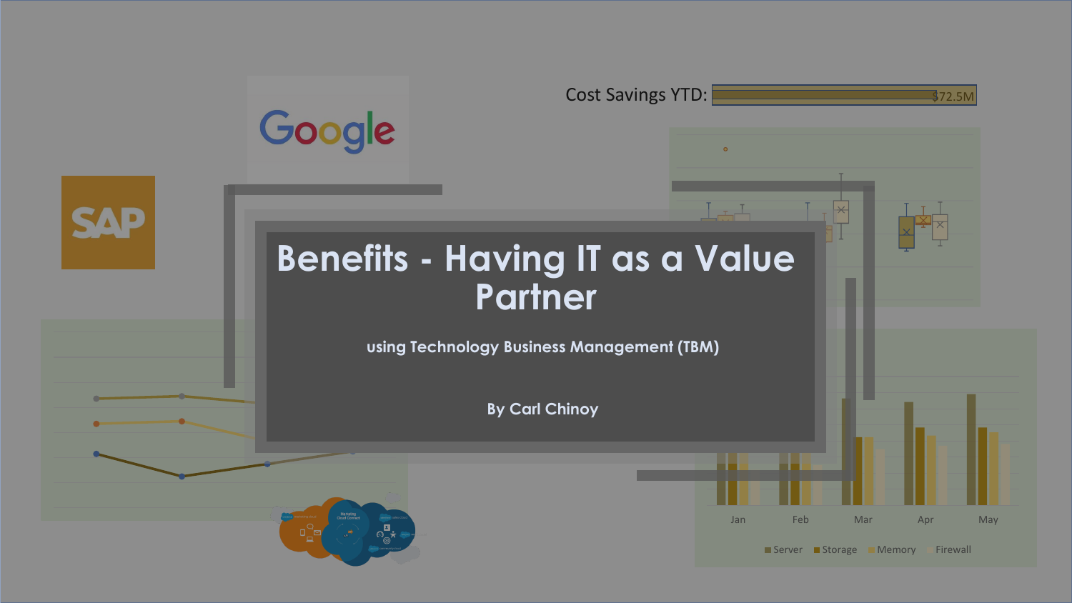# Benefits - Having IT as a Value Partner

using Technology Business Management (TBM)

By Carl Chinoy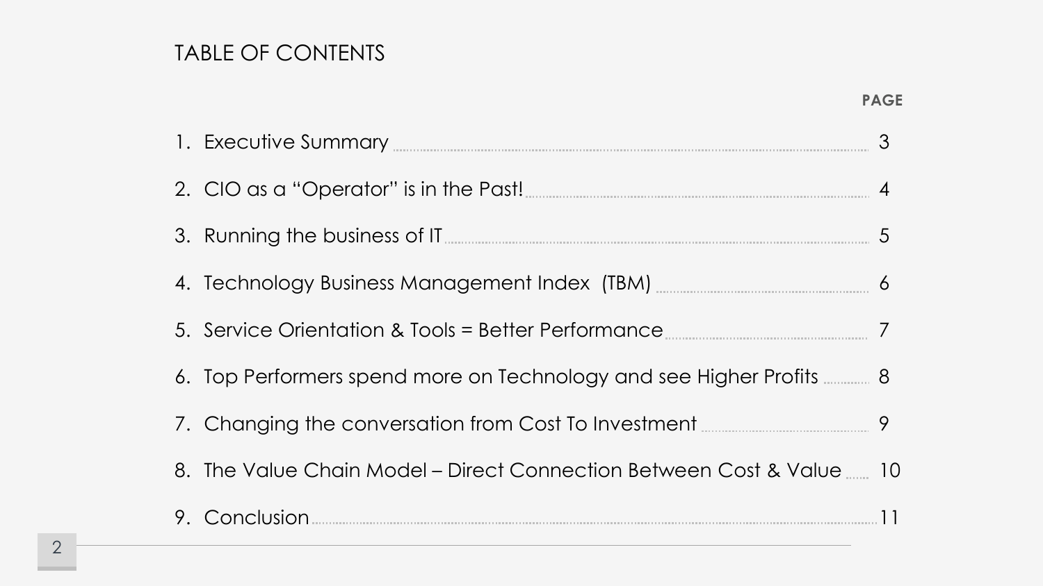# TABLE OF CONTENTS

| | PAGE |
|---|---|
| 1. Executive Summary | 3 |
| 2. CIO as a "Operator" is in the Past! | 4 |
| 3. Running the business of IT | 5 |
| 4. Technology Business Management Index (TBM) | 6 |
| 5. Service Orientation & Tools = Better Performance | 7 |
| 6. Top Performers spend more on Technology and see Higher Profits | 8 |
| 7. Changing the conversation from Cost To Investment | 9 |
| 8. The Value Chain Model – Direct Connection Between Cost & Value | 10 |
| 9. Conclusion | 11 |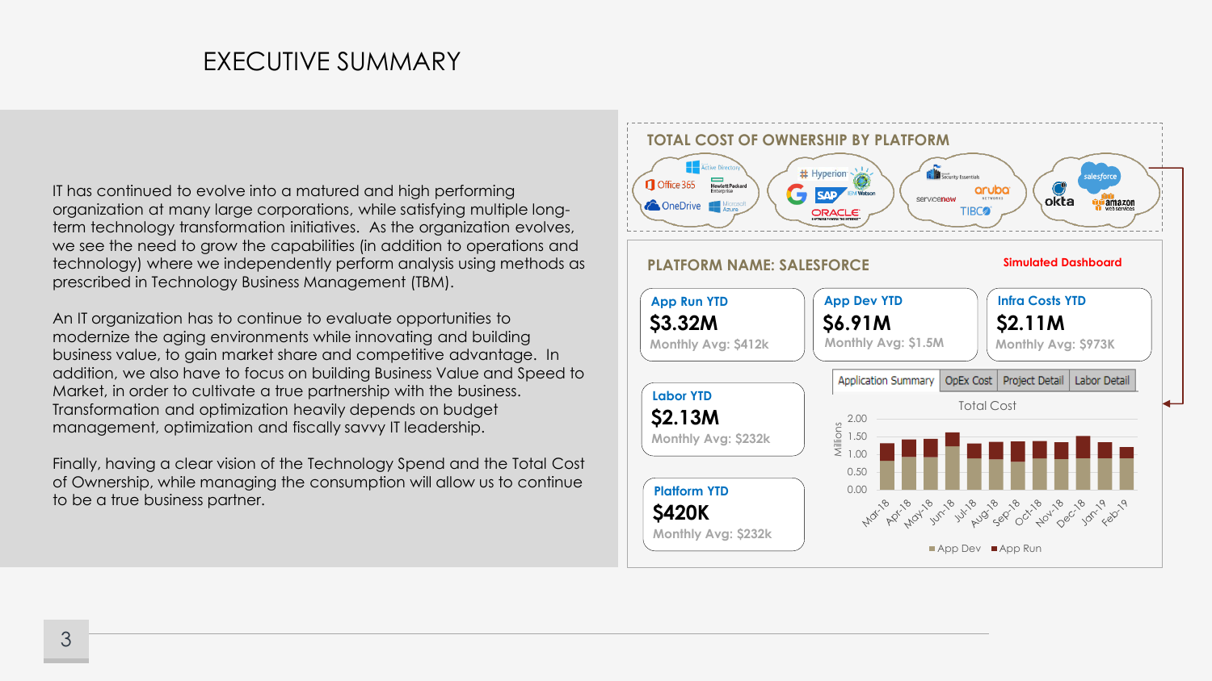# EXECUTIVE SUMMARY

IT has continued to evolve into a matured and high performing organization at many large corporations, while satisfying multiple long-term technology transformation initiatives. As the organization evolves, we see the need to grow the capabilities (in addition to operations and technology) where we independently perform analysis using methods as prescribed in Technology Business Management (TBM).

An IT organization has to continue to evaluate opportunities to modernize the aging environments while innovating and building business value, to gain market share and competitive advantage. In addition, we also have to focus on building Business Value and Speed to Market, in order to cultivate a true partnership with the business. Transformation and optimization heavily depends on budget management, optimization and fiscally savvy IT leadership.

Finally, having a clear vision of the Technology Spend and the Total Cost of Ownership, while managing the consumption will allow us to continue to be a true business partner.

## TOTAL COST OF OWNERSHIP BY PLATFORM

Active Directory, Office 365, Hewlett Packard Enterprise, OneDrive, Microsoft Azure, Hyperion, IBM Watson, Google, SAP, Oracle, Security Essentials, aruba networks, servicenow, TIBCO, salesforce, okta, amazon web services

## PLATFORM NAME: SALESFORCE

**Simulated Dashboard**

| Metric | YTD | Monthly Avg |
|---|---|---|
| App Run YTD | $3.32M | Monthly Avg: $412k |
| App Dev YTD | $6.91M | Monthly Avg: $1.5M |
| Infra Costs YTD | $2.11M | Monthly Avg: $973K |
| Labor YTD | $2.13M | Monthly Avg: $232k |
| Platform YTD | $420K | Monthly Avg: $232k |

Application Summary | OpEx Cost | Project Detail | Labor Detail

**Total Cost** (Millions; 0.00–2.00; Mar-18 to Feb-19; App Dev, App Run)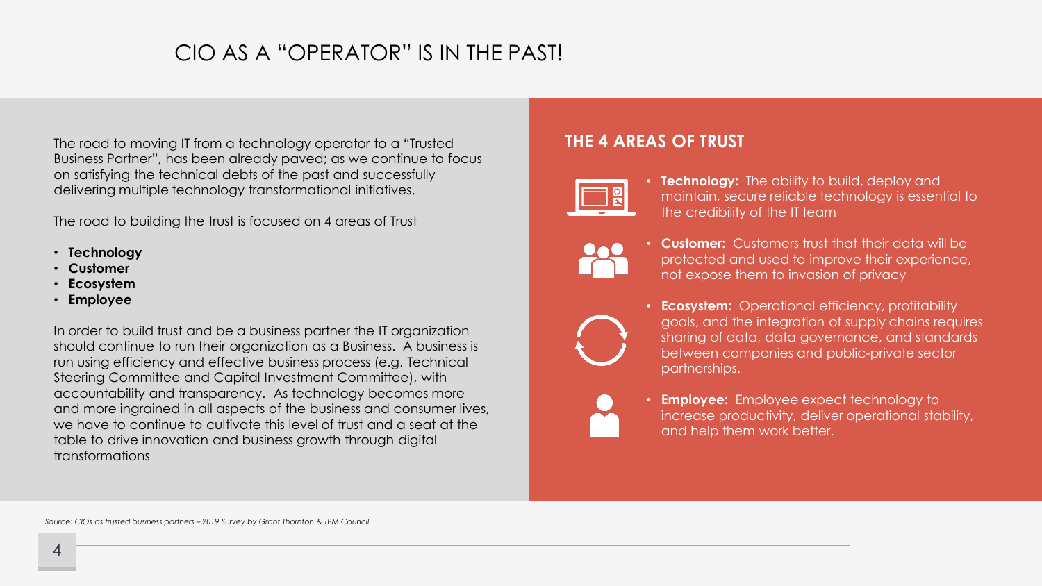# CIO AS A "OPERATOR" IS IN THE PAST!

The road to moving IT from a technology operator to a "Trusted Business Partner", has been already paved; as we continue to focus on satisfying the technical debts of the past and successfully delivering multiple technology transformational initiatives.

The road to building the trust is focused on 4 areas of Trust

- **Technology**
- **Customer**
- **Ecosystem**
- **Employee**

In order to build trust and be a business partner the IT organization should continue to run their organization as a Business. A business is run using efficiency and effective business process (e.g. Technical Steering Committee and Capital Investment Committee), with accountability and transparency. As technology becomes more and more ingrained in all aspects of the business and consumer lives, we have to continue to cultivate this level of trust and a seat at the table to drive innovation and business growth through digital transformations

## THE 4 AREAS OF TRUST

- **Technology:** The ability to build, deploy and maintain, secure reliable technology is essential to the credibility of the IT team
- **Customer:** Customers trust that their data will be protected and used to improve their experience, not expose them to invasion of privacy
- **Ecosystem:** Operational efficiency, profitability goals, and the integration of supply chains requires sharing of data, data governance, and standards between companies and public-private sector partnerships.
- **Employee:** Employee expect technology to increase productivity, deliver operational stability, and help them work better.

*Source: CIOs as trusted business partners – 2019 Survey by Grant Thornton & TBM Council*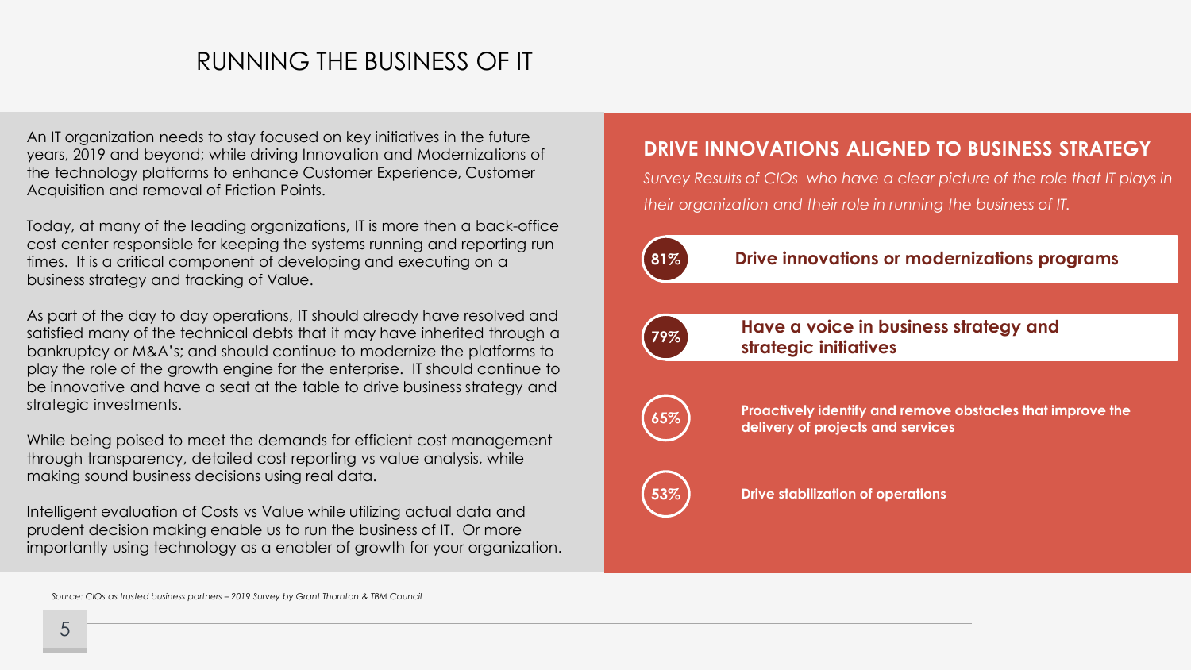# RUNNING THE BUSINESS OF IT

An IT organization needs to stay focused on key initiatives in the future years, 2019 and beyond; while driving Innovation and Modernizations of the technology platforms to enhance Customer Experience, Customer Acquisition and removal of Friction Points.

Today, at many of the leading organizations, IT is more then a back-office cost center responsible for keeping the systems running and reporting run times. It is a critical component of developing and executing on a business strategy and tracking of Value.

As part of the day to day operations, IT should already have resolved and satisfied many of the technical debts that it may have inherited through a bankruptcy or M&A's; and should continue to modernize the platforms to play the role of the growth engine for the enterprise. IT should continue to be innovative and have a seat at the table to drive business strategy and strategic investments.

While being poised to meet the demands for efficient cost management through transparency, detailed cost reporting vs value analysis, while making sound business decisions using real data.

Intelligent evaluation of Costs vs Value while utilizing actual data and prudent decision making enable us to run the business of IT. Or more importantly using technology as a enabler of growth for your organization.

## DRIVE INNOVATIONS ALIGNED TO BUSINESS STRATEGY

*Survey Results of CIOs who have a clear picture of the role that IT plays in their organization and their role in running the business of IT.*

- **81%** — **Drive innovations or modernizations programs**
- **79%** — **Have a voice in business strategy and strategic initiatives**
- **65%** — **Proactively identify and remove obstacles that improve the delivery of projects and services**
- **53%** — **Drive stabilization of operations**

*Source: CIOs as trusted business partners – 2019 Survey by Grant Thornton & TBM Council*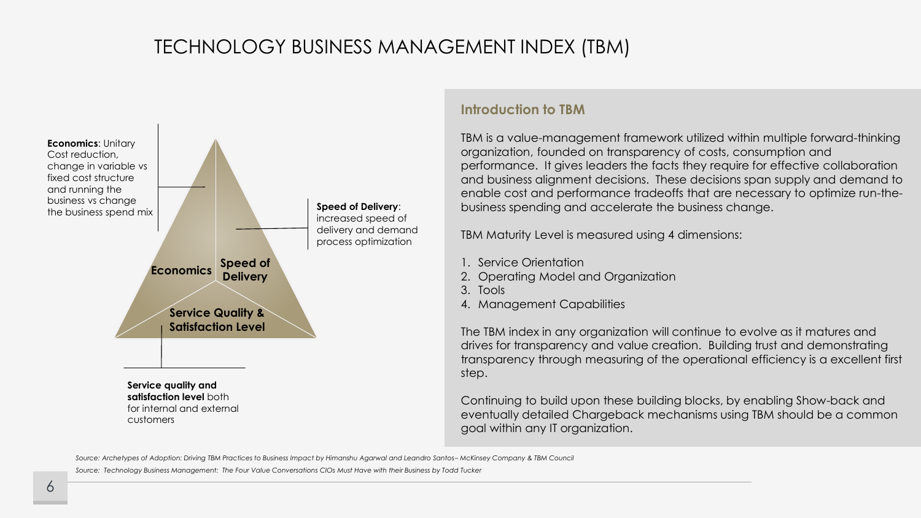# TECHNOLOGY BUSINESS MANAGEMENT INDEX (TBM)

**Economics**: Unitary Cost reduction, change in variable vs fixed cost structure and running the business vs change the business spend mix

**Speed of Delivery**: increased speed of delivery and demand process optimization

**Service quality and satisfaction level** both for internal and external customers

Economics | Speed of Delivery | Service Quality & Satisfaction Level

## Introduction to TBM

TBM is a value-management framework utilized within multiple forward-thinking organization, founded on transparency of costs, consumption and performance. It gives leaders the facts they require for effective collaboration and business alignment decisions. These decisions span supply and demand to enable cost and performance tradeoffs that are necessary to optimize run-the-business spending and accelerate the business change.

TBM Maturity Level is measured using 4 dimensions:

1. Service Orientation
2. Operating Model and Organization
3. Tools
4. Management Capabilities

The TBM index in any organization will continue to evolve as it matures and drives for transparency and value creation. Building trust and demonstrating transparency through measuring of the operational efficiency is a excellent first step.

Continuing to build upon these building blocks, by enabling Show-back and eventually detailed Chargeback mechanisms using TBM should be a common goal within any IT organization.

*Source: Archetypes of Adoption: Driving TBM Practices to Business Impact by Himanshu Agarwal and Leandro Santos– McKinsey Company & TBM Council*

*Source: Technology Business Management: The Four Value Conversations CIOs Must Have with their Business by Todd Tucker*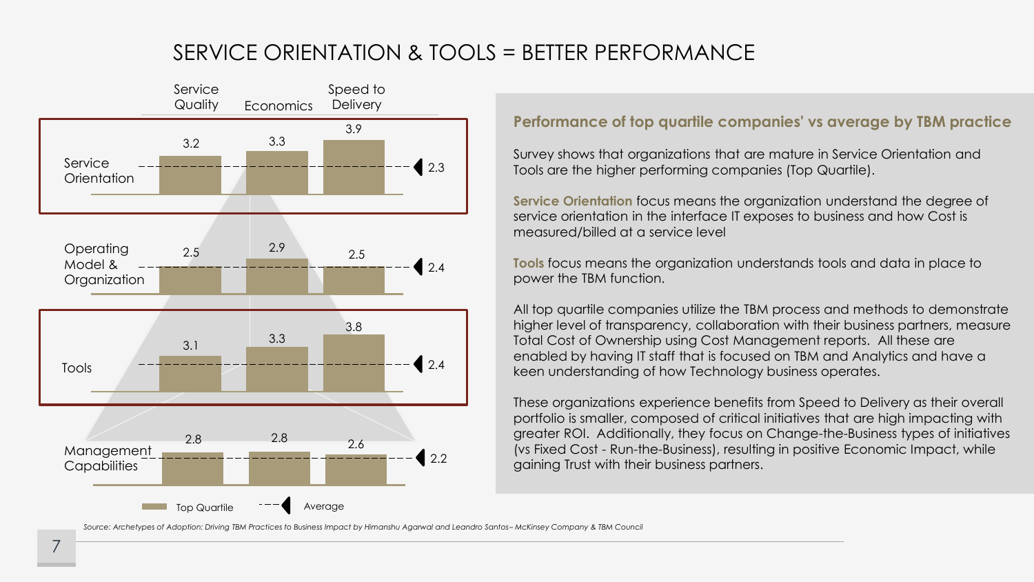# SERVICE ORIENTATION & TOOLS = BETTER PERFORMANCE

| | Service Quality | Economics | Speed to Delivery | Average |
|---|---|---|---|---|
| Service Orientation | 3.2 | 3.3 | 3.9 | 2.3 |
| Operating Model & Organization | 2.5 | 2.9 | 2.5 | 2.4 |
| Tools | 3.1 | 3.3 | 3.8 | 2.4 |
| Management Capabilities | 2.8 | 2.8 | 2.6 | 2.2 |

Top Quartile — Average

## Performance of top quartile companies' vs average by TBM practice

Survey shows that organizations that are mature in Service Orientation and Tools are the higher performing companies (Top Quartile).

**Service Orientation** focus means the organization understand the degree of service orientation in the interface IT exposes to business and how Cost is measured/billed at a service level

**Tools** focus means the organization understands tools and data in place to power the TBM function.

All top quartile companies utilize the TBM process and methods to demonstrate higher level of transparency, collaboration with their business partners, measure Total Cost of Ownership using Cost Management reports. All these are enabled by having IT staff that is focused on TBM and Analytics and have a keen understanding of how Technology business operates.

These organizations experience benefits from Speed to Delivery as their overall portfolio is smaller, composed of critical initiatives that are high impacting with greater ROI. Additionally, they focus on Change-the-Business types of initiatives (vs Fixed Cost - Run-the-Business), resulting in positive Economic Impact, while gaining Trust with their business partners.

*Source: Archetypes of Adoption: Driving TBM Practices to Business Impact by Himanshu Agarwal and Leandro Santos– McKinsey Company & TBM Council*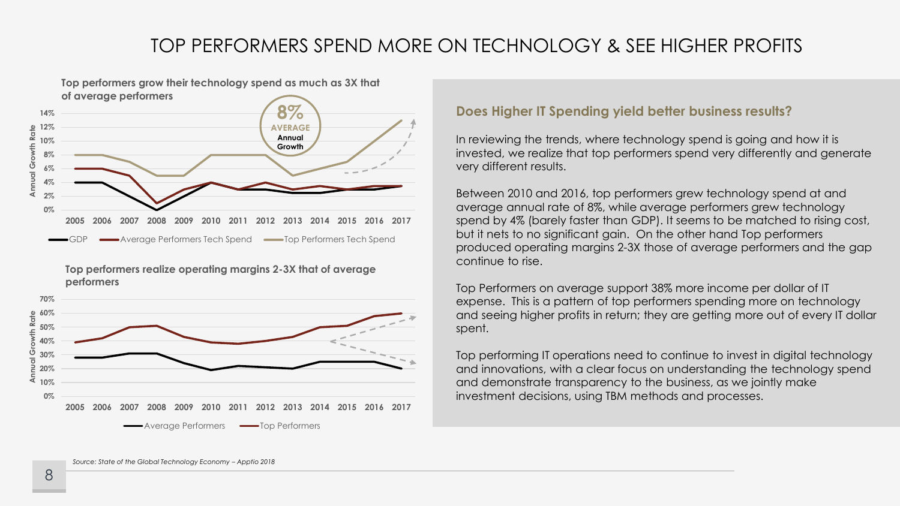# TOP PERFORMERS SPEND MORE ON TECHNOLOGY & SEE HIGHER PROFITS

**Top performers grow their technology spend as much as 3X that of average performers**

**8%**
**AVERAGE**
**Annual Growth**

GDP — Average Performers Tech Spend — Top Performers Tech Spend

**Top performers realize operating margins 2-3X that of average performers**

Average Performers — Top Performers

## Does Higher IT Spending yield better business results?

In reviewing the trends, where technology spend is going and how it is invested, we realize that top performers spend very differently and generate very different results.

Between 2010 and 2016, top performers grew technology spend at and average annual rate of 8%, while average performers grew technology spend by 4% (barely faster than GDP). It seems to be matched to rising cost, but it nets to no significant gain. On the other hand Top performers produced operating margins 2-3X those of average performers and the gap continue to rise.

Top Performers on average support 38% more income per dollar of IT expense. This is a pattern of top performers spending more on technology and seeing higher profits in return; they are getting more out of every IT dollar spent.

Top performing IT operations need to continue to invest in digital technology and innovations, with a clear focus on understanding the technology spend and demonstrate transparency to the business, as we jointly make investment decisions, using TBM methods and processes.

*Source: State of the Global Technology Economy – Apptio 2018*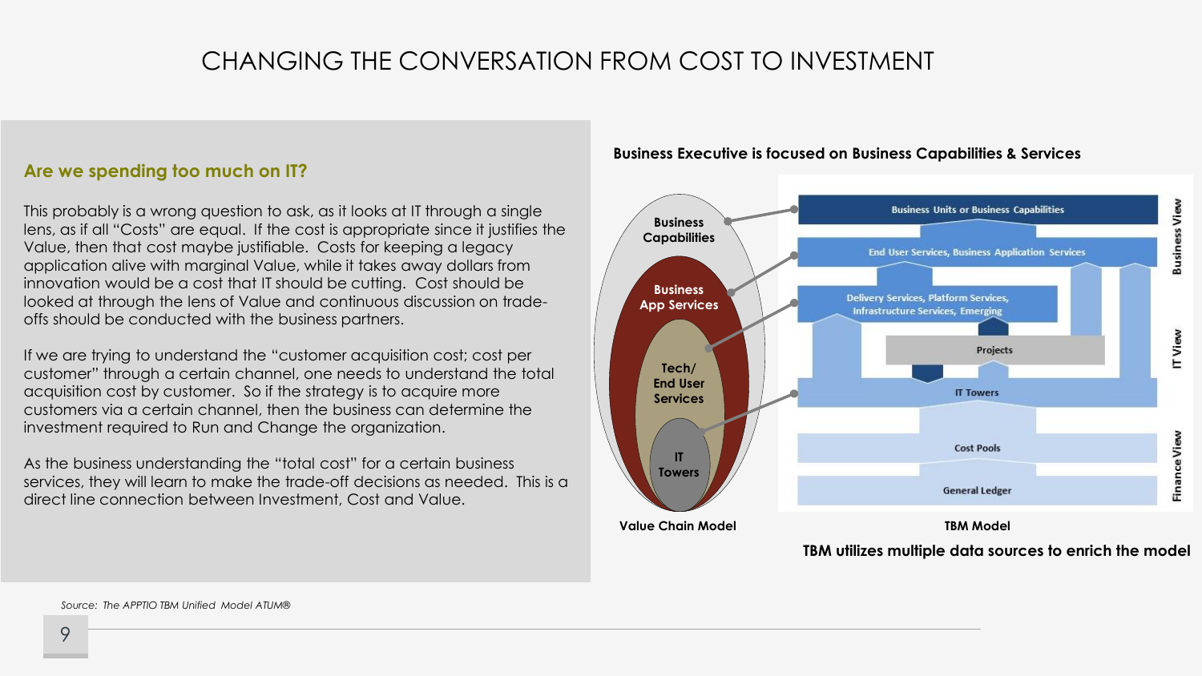# CHANGING THE CONVERSATION FROM COST TO INVESTMENT

## Are we spending too much on IT?

This probably is a wrong question to ask, as it looks at IT through a single lens, as if all "Costs" are equal. If the cost is appropriate since it justifies the Value, then that cost maybe justifiable. Costs for keeping a legacy application alive with marginal Value, while it takes away dollars from innovation would be a cost that IT should be cutting. Cost should be looked at through the lens of Value and continuous discussion on trade-offs should be conducted with the business partners.

If we are trying to understand the "customer acquisition cost; cost per customer" through a certain channel, one needs to understand the total acquisition cost by customer. So if the strategy is to acquire more customers via a certain channel, then the business can determine the investment required to Run and Change the organization.

As the business understanding the "total cost" for a certain business services, they will learn to make the trade-off decisions as needed. This is a direct line connection between Investment, Cost and Value.

**Business Executive is focused on Business Capabilities & Services**

- Business Capabilities
- Business App Services
- Tech/ End User Services
- IT Towers

**Value Chain Model**

Business View:
- Business Units or Business Capabilities
- End User Services, Business Application Services

IT View:
- Delivery Services, Platform Services, Infrastructure Services, Emerging
- Projects
- IT Towers

Finance View:
- Cost Pools
- General Ledger

**TBM Model**

**TBM utilizes multiple data sources to enrich the model**

*Source: The APPTIO TBM Unified Model ATUM®*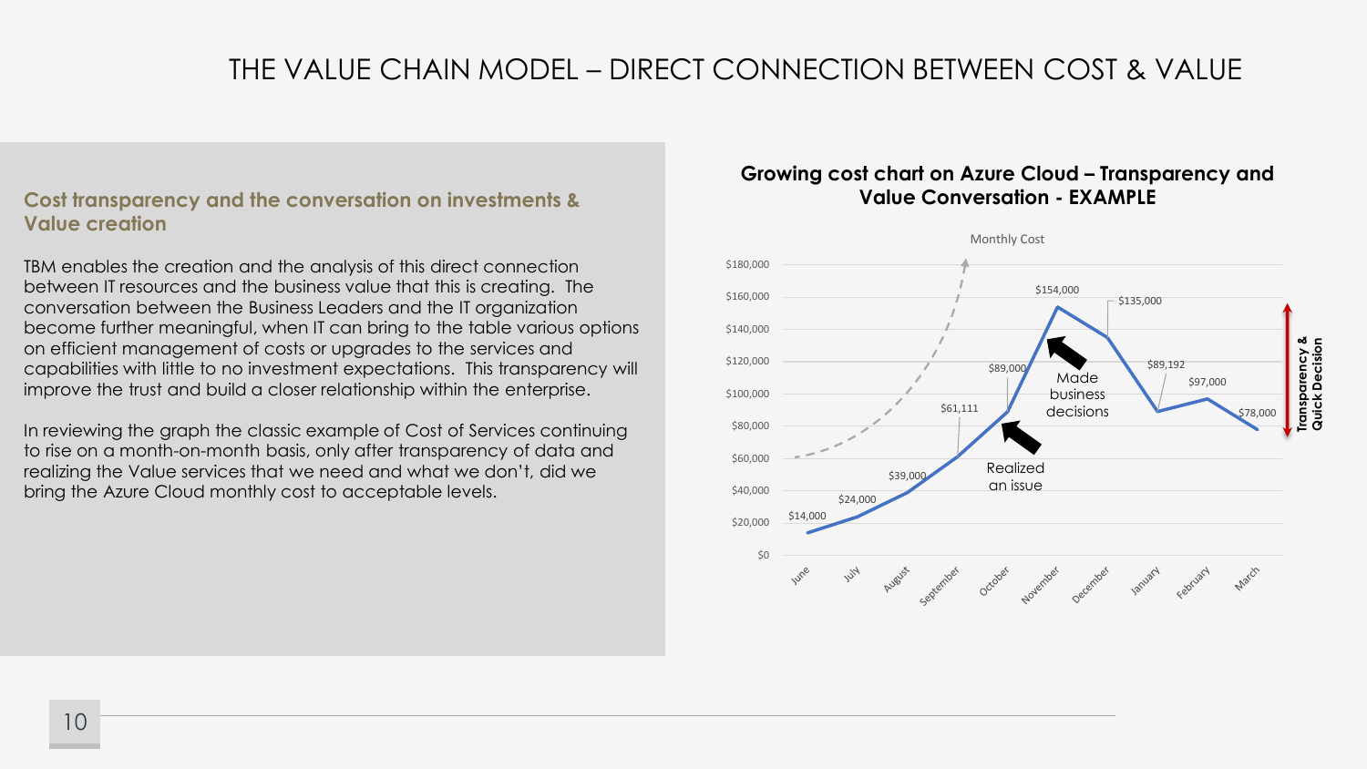# THE VALUE CHAIN MODEL – DIRECT CONNECTION BETWEEN COST & VALUE

## Cost transparency and the conversation on investments & Value creation

TBM enables the creation and the analysis of this direct connection between IT resources and the business value that this is creating. The conversation between the Business Leaders and the IT organization become further meaningful, when IT can bring to the table various options on efficient management of costs or upgrades to the services and capabilities with little to no investment expectations. This transparency will improve the trust and build a closer relationship within the enterprise.

In reviewing the graph the classic example of Cost of Services continuing to rise on a month-on-month basis, only after transparency of data and realizing the Value services that we need and what we don't, did we bring the Azure Cloud monthly cost to acceptable levels.

**Growing cost chart on Azure Cloud – Transparency and Value Conversation - EXAMPLE**

Monthly Cost

| Month | Monthly Cost |
|---|---|
| June | $14,000 |
| July | $24,000 |
| August | $39,000 |
| September | $61,111 |
| October | $89,000 |
| November | $154,000 |
| December | $135,000 |
| January | $89,192 |
| February | $97,000 |
| March | $78,000 |

Realized an issue

Made business decisions

Transparency & Quick Decision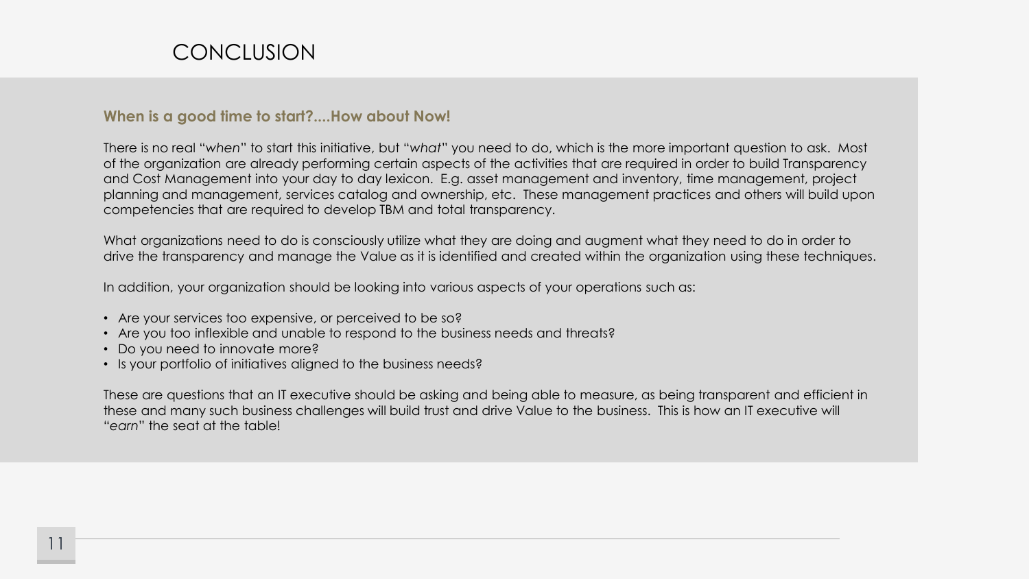# CONCLUSION

**When is a good time to start?....How about Now!**

There is no real "*when*" to start this initiative, but "*what*" you need to do, which is the more important question to ask. Most of the organization are already performing certain aspects of the activities that are required in order to build Transparency and Cost Management into your day to day lexicon. E.g. asset management and inventory, time management, project planning and management, services catalog and ownership, etc. These management practices and others will build upon competencies that are required to develop TBM and total transparency.

What organizations need to do is consciously utilize what they are doing and augment what they need to do in order to drive the transparency and manage the Value as it is identified and created within the organization using these techniques.

In addition, your organization should be looking into various aspects of your operations such as:

- Are your services too expensive, or perceived to be so?
- Are you too inflexible and unable to respond to the business needs and threats?
- Do you need to innovate more?
- Is your portfolio of initiatives aligned to the business needs?

These are questions that an IT executive should be asking and being able to measure, as being transparent and efficient in these and many such business challenges will build trust and drive Value to the business. This is how an IT executive will "*earn*" the seat at the table!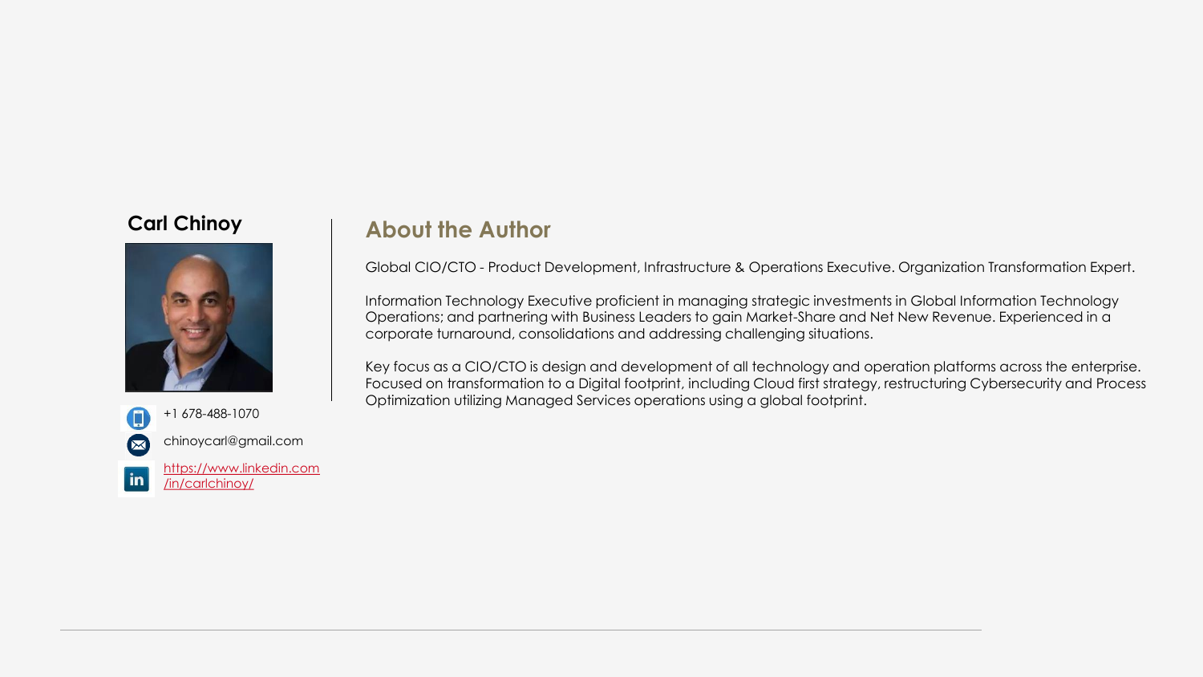**Carl Chinoy**

+1 678-488-1070

chinoycarl@gmail.com

https://www.linkedin.com/in/carlchinoy/

## About the Author

Global CIO/CTO - Product Development, Infrastructure & Operations Executive. Organization Transformation Expert.

Information Technology Executive proficient in managing strategic investments in Global Information Technology Operations; and partnering with Business Leaders to gain Market-Share and Net New Revenue. Experienced in a corporate turnaround, consolidations and addressing challenging situations.

Key focus as a CIO/CTO is design and development of all technology and operation platforms across the enterprise. Focused on transformation to a Digital footprint, including Cloud first strategy, restructuring Cybersecurity and Process Optimization utilizing Managed Services operations using a global footprint.